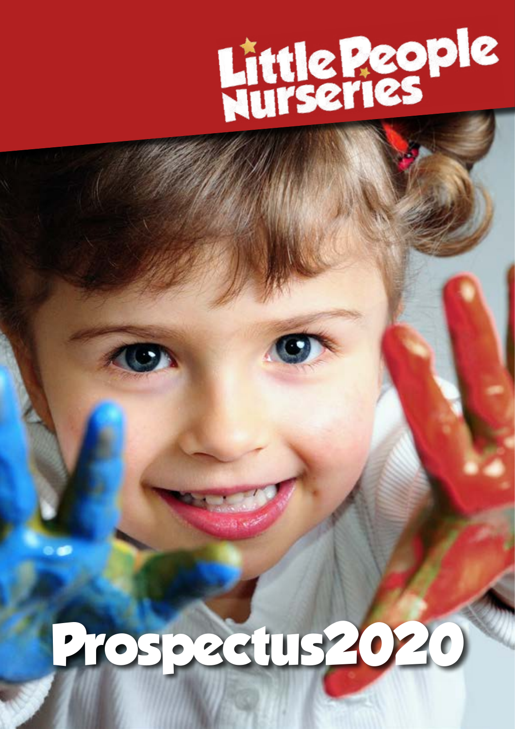# Little People Nurseries

# Prospectus2020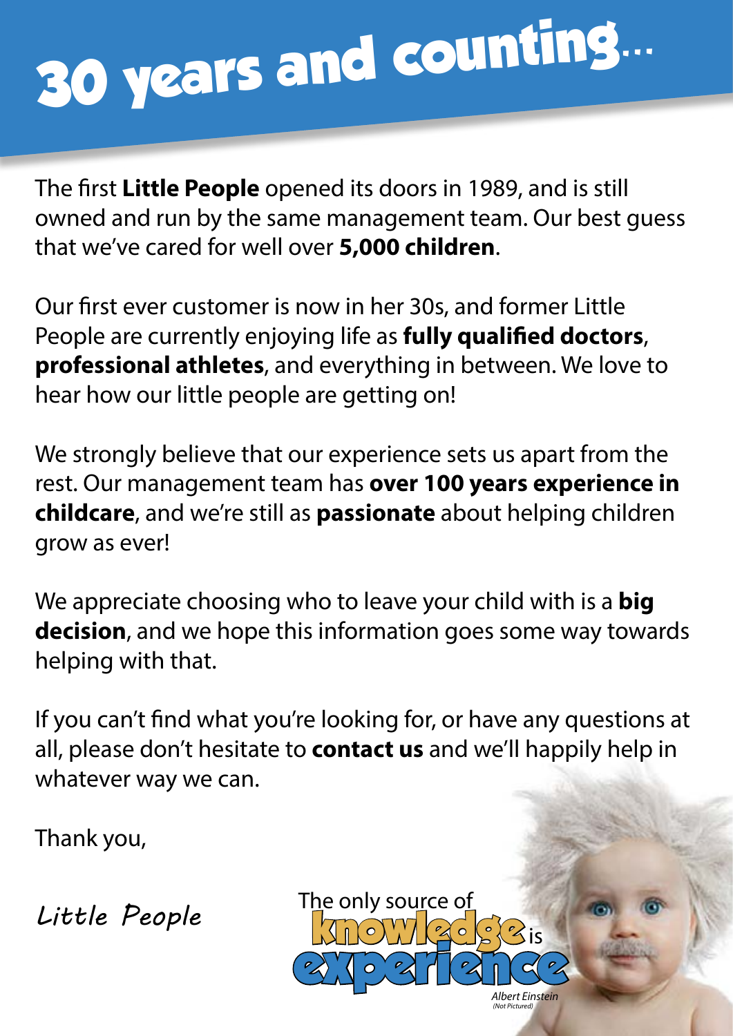# 30 years and counting...

The first **Little People** opened its doors in 1989, and is still owned and run by the same management team. Our best guess that we've cared for well over **5,000 children**.

Our first ever customer is now in her 30s, and former Little People are currently enjoying life as **fully qualified doctors**, **professional athletes**, and everything in between. We love to hear how our little people are getting on!

We strongly believe that our experience sets us apart from the rest. Our management team has **over 100 years experience in childcare**, and we're still as **passionate** about helping children grow as ever!

We appreciate choosing who to leave your child with is a **big decision**, and we hope this information goes some way towards helping with that.

If you can't find what you're looking for, or have any questions at all, please don't hesitate to **contact us** and we'll happily help in whatever way we can.

Thank you,

*Little People*

The only source of knowledge is experience

*Albert Einstein*
*(Not Pictured)*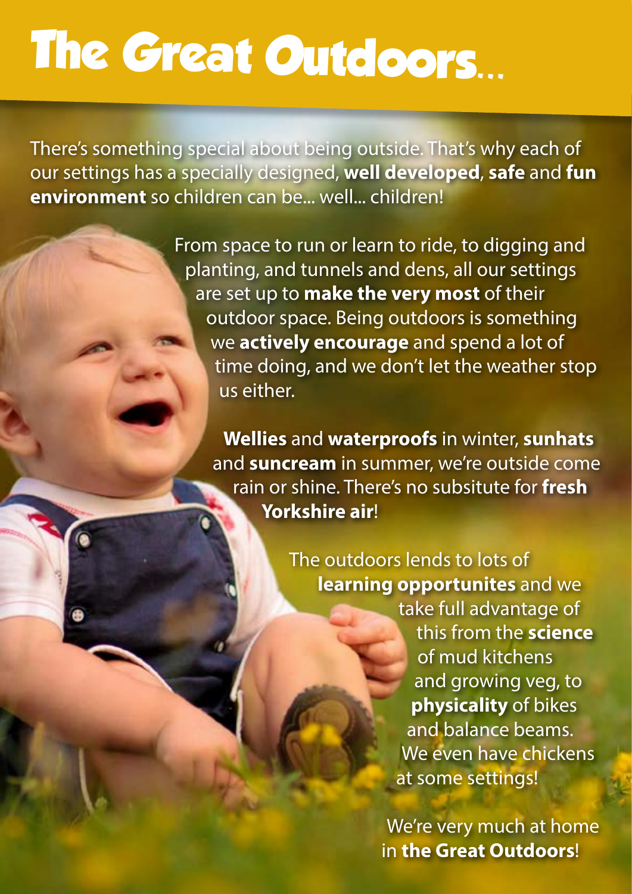# The Great Outdoors...

There's something special about being outside. That's why each of our settings has a specially designed, **well developed**, **safe** and **fun environment** so children can be... well... children!

From space to run or learn to ride, to digging and planting, and tunnels and dens, all our settings are set up to **make the very most** of their outdoor space. Being outdoors is something we **actively encourage** and spend a lot of time doing, and we don't let the weather stop us either.

**Wellies** and **waterproofs** in winter, **sunhats** and **suncream** in summer, we're outside come rain or shine. There's no subsitute for **fresh Yorkshire air**!

The outdoors lends to lots of **learning opportunites** and we take full advantage of this from the **science** of mud kitchens and growing veg, to **physicality** of bikes and balance beams. We even have chickens at some settings!

We're very much at home in **the Great Outdoors**!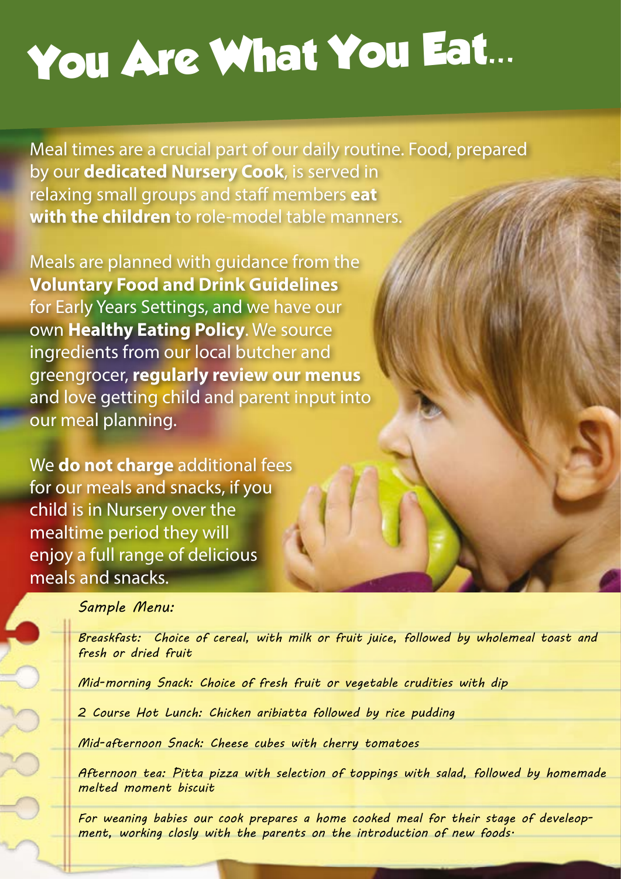# You Are What You Eat...

Meal times are a crucial part of our daily routine. Food, prepared by our **dedicated Nursery Cook**, is served in relaxing small groups and staff members **eat with the children** to role-model table manners.

Meals are planned with guidance from the **Voluntary Food and Drink Guidelines** for Early Years Settings, and we have our own **Healthy Eating Policy**. We source ingredients from our local butcher and greengrocer, **regularly review our menus** and love getting child and parent input into our meal planning.

We **do not charge** additional fees for our meals and snacks, if you child is in Nursery over the mealtime period they will enjoy a full range of delicious meals and snacks.

*Sample Menu:*

*Breaskfast: Choice of cereal, with milk or fruit juice, followed by wholemeal toast and fresh or dried fruit*

*Mid-morning Snack: Choice of fresh fruit or vegetable crudities with dip*

*2 Course Hot Lunch: Chicken aribiatta followed by rice pudding*

*Mid-afternoon Snack: Cheese cubes with cherry tomatoes*

*Afternoon tea: Pitta pizza with selection of toppings with salad, followed by homemade melted moment biscuit*

*For weaning babies our cook prepares a home cooked meal for their stage of develeopment, working closly with the parents on the introduction of new foods.*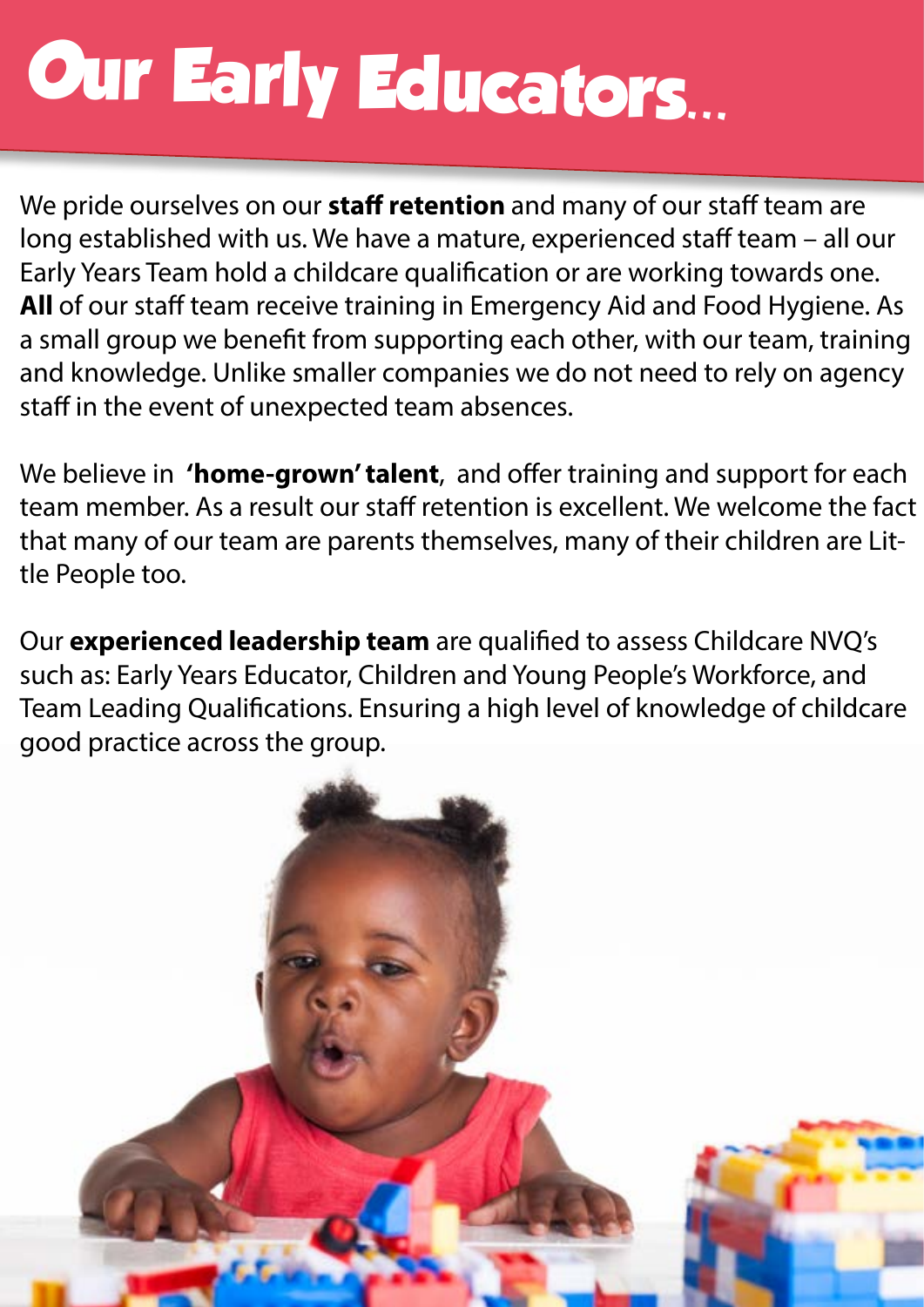# Our Early Educators...

We pride ourselves on our **staff retention** and many of our staff team are long established with us. We have a mature, experienced staff team – all our Early Years Team hold a childcare qualification or are working towards one. **All** of our staff team receive training in Emergency Aid and Food Hygiene. As a small group we benefit from supporting each other, with our team, training and knowledge. Unlike smaller companies we do not need to rely on agency staff in the event of unexpected team absences.

We believe in **'home-grown' talent**, and offer training and support for each team member. As a result our staff retention is excellent. We welcome the fact that many of our team are parents themselves, many of their children are Little People too.

Our **experienced leadership team** are qualified to assess Childcare NVQ's such as: Early Years Educator, Children and Young People's Workforce, and Team Leading Qualifications. Ensuring a high level of knowledge of childcare good practice across the group.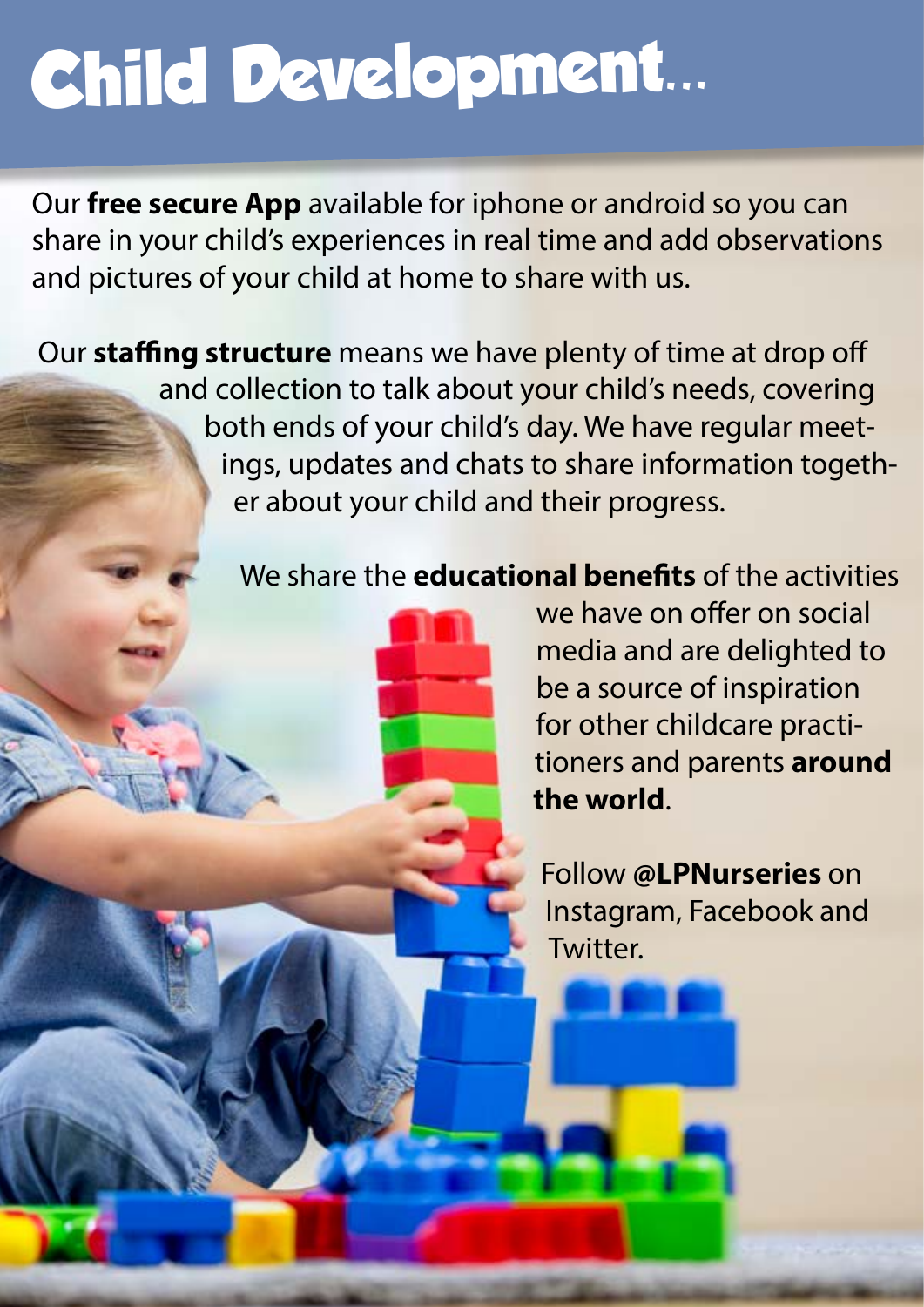# Child Development...

Our **free secure App** available for iphone or android so you can share in your child's experiences in real time and add observations and pictures of your child at home to share with us.

Our **staffing structure** means we have plenty of time at drop off and collection to talk about your child's needs, covering both ends of your child's day. We have regular meetings, updates and chats to share information together about your child and their progress.

We share the **educational benefits** of the activities we have on offer on social media and are delighted to be a source of inspiration for other childcare practitioners and parents **around the world**.

Follow @**LPNurseries** on Instagram, Facebook and Twitter.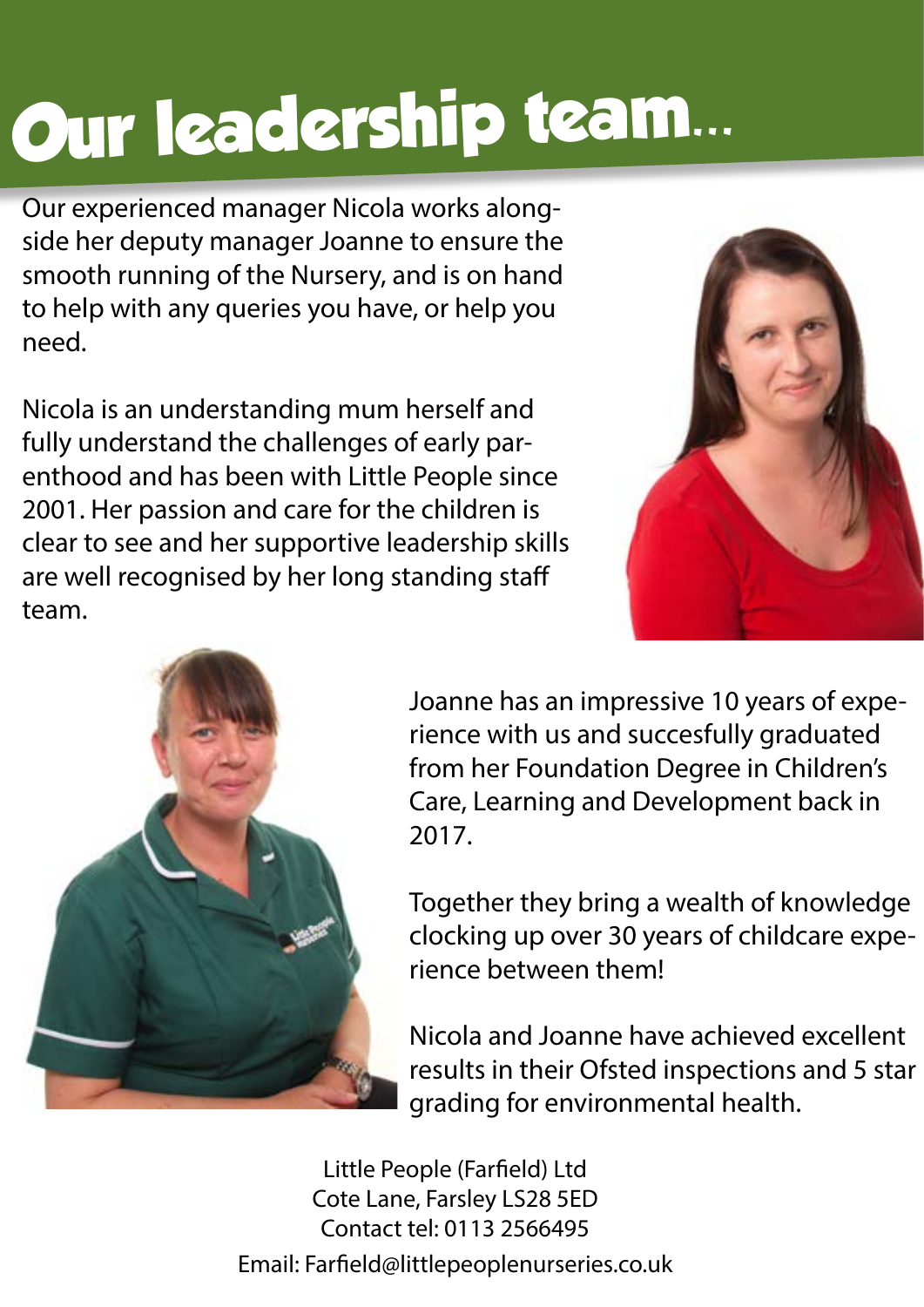# Our leadership team...

Our experienced manager Nicola works alongside her deputy manager Joanne to ensure the smooth running of the Nursery, and is on hand to help with any queries you have, or help you need.

Nicola is an understanding mum herself and fully understand the challenges of early parenthood and has been with Little People since 2001. Her passion and care for the children is clear to see and her supportive leadership skills are well recognised by her long standing staff team.

Joanne has an impressive 10 years of experience with us and succesfully graduated from her Foundation Degree in Children's Care, Learning and Development back in 2017.

Together they bring a wealth of knowledge clocking up over 30 years of childcare experience between them!

Nicola and Joanne have achieved excellent results in their Ofsted inspections and 5 star grading for environmental health.

Little People (Farfield) Ltd
Cote Lane, Farsley LS28 5ED
Contact tel: 0113 2566495
Email: Farfield@littlepeoplenurseries.co.uk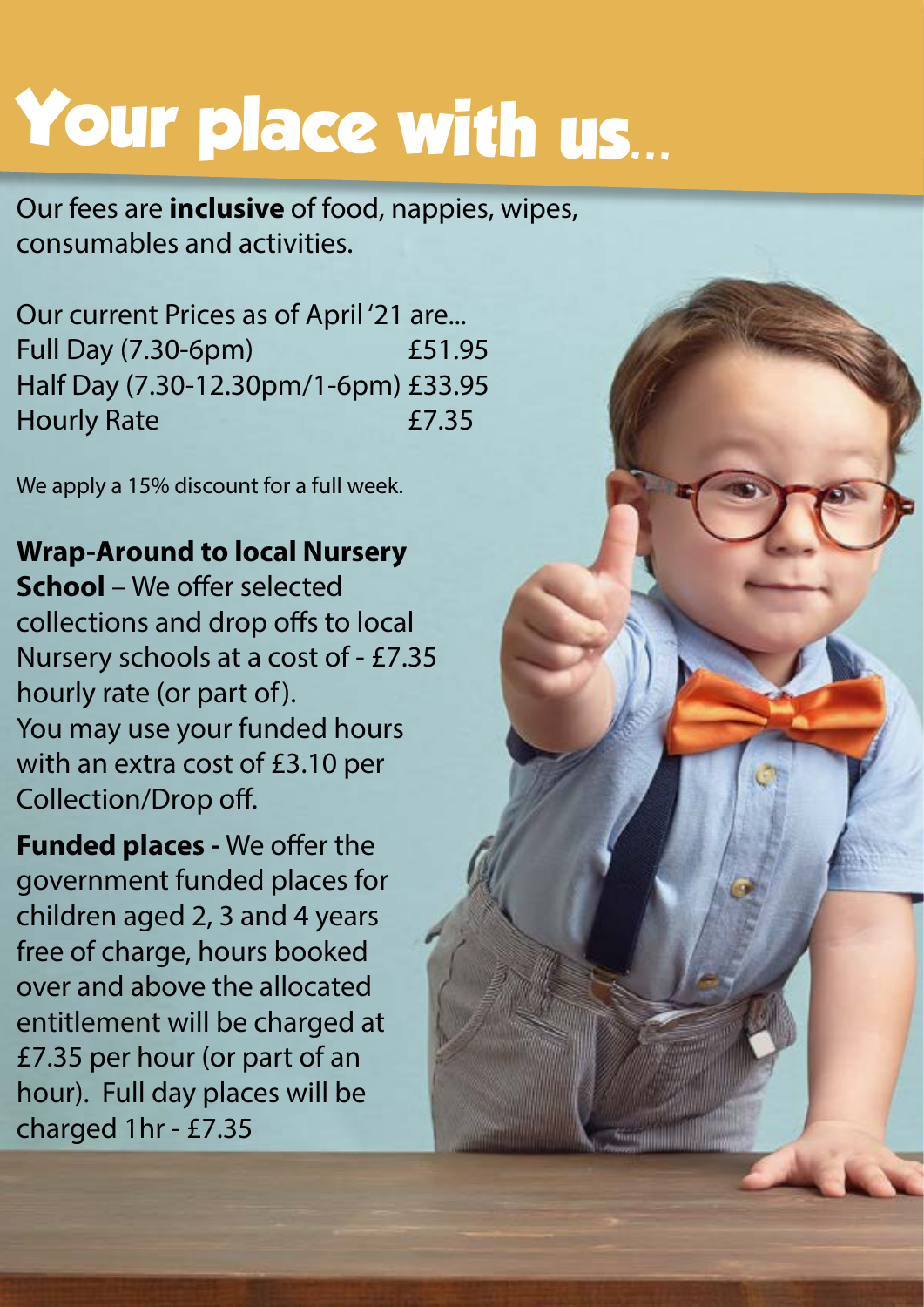# Your place with us...

Our fees are **inclusive** of food, nappies, wipes, consumables and activities.

Our current Prices as of April '21 are...

| | |
|---|---|
| Full Day (7.30-6pm) | £51.95 |
| Half Day (7.30-12.30pm/1-6pm) | £33.95 |
| Hourly Rate | £7.35 |

We apply a 15% discount for a full week.

**Wrap-Around to local Nursery School** – We offer selected collections and drop offs to local Nursery schools at a cost of - £7.35 hourly rate (or part of). You may use your funded hours with an extra cost of £3.10 per Collection/Drop off.

**Funded places -** We offer the government funded places for children aged 2, 3 and 4 years free of charge, hours booked over and above the allocated entitlement will be charged at £7.35 per hour (or part of an hour). Full day places will be charged 1hr - £7.35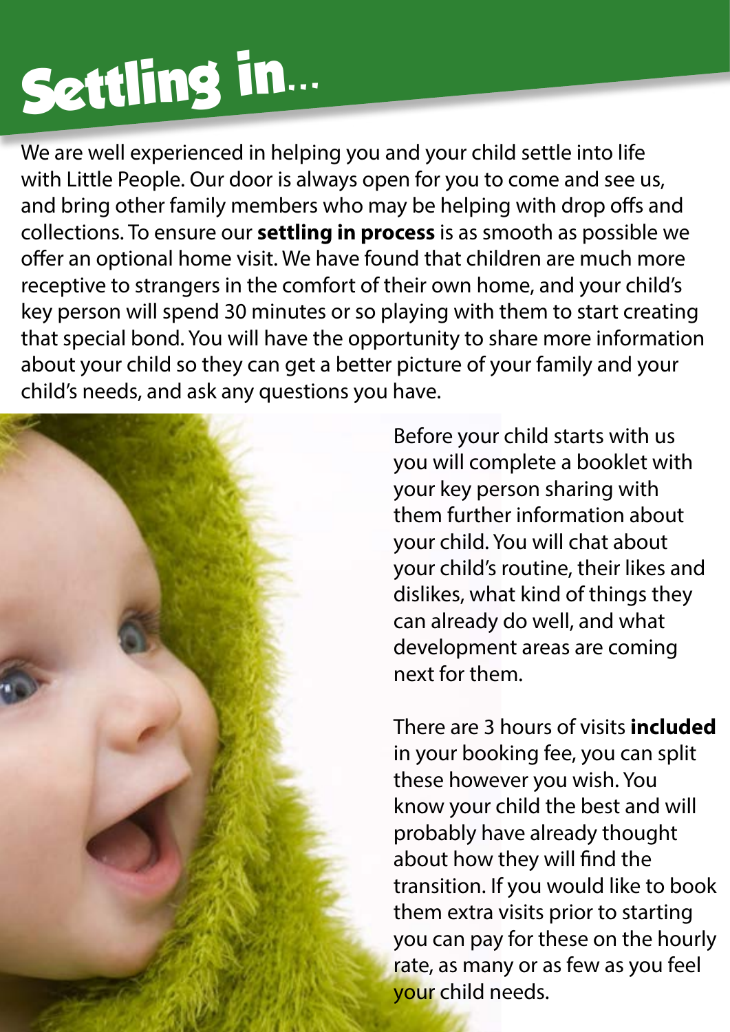# Settling in...

We are well experienced in helping you and your child settle into life with Little People. Our door is always open for you to come and see us, and bring other family members who may be helping with drop offs and collections. To ensure our **settling in process** is as smooth as possible we offer an optional home visit. We have found that children are much more receptive to strangers in the comfort of their own home, and your child's key person will spend 30 minutes or so playing with them to start creating that special bond. You will have the opportunity to share more information about your child so they can get a better picture of your family and your child's needs, and ask any questions you have.

Before your child starts with us you will complete a booklet with your key person sharing with them further information about your child. You will chat about your child's routine, their likes and dislikes, what kind of things they can already do well, and what development areas are coming next for them.

There are 3 hours of visits **included** in your booking fee, you can split these however you wish. You know your child the best and will probably have already thought about how they will find the transition. If you would like to book them extra visits prior to starting you can pay for these on the hourly rate, as many or as few as you feel your child needs.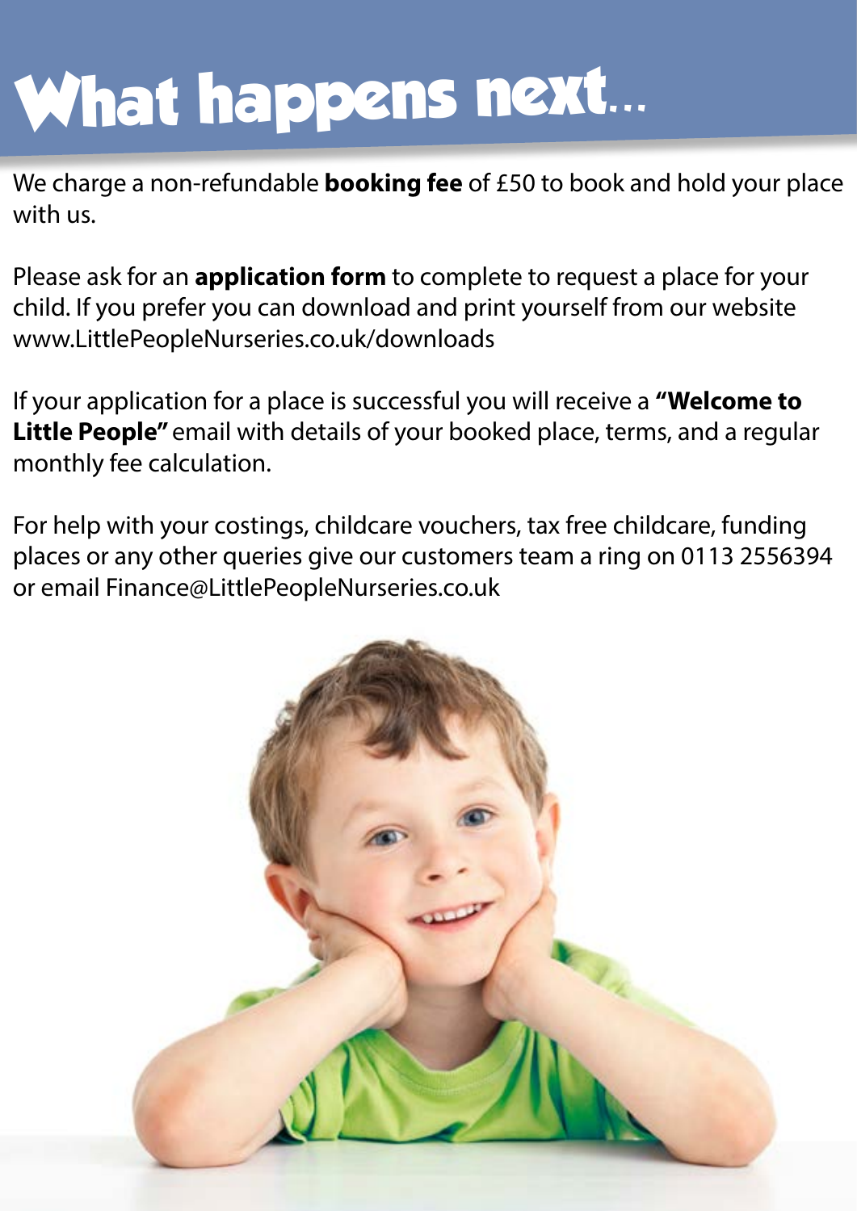# What happens next...

We charge a non-refundable **booking fee** of £50 to book and hold your place with us.

Please ask for an **application form** to complete to request a place for your child. If you prefer you can download and print yourself from our website www.LittlePeopleNurseries.co.uk/downloads

If your application for a place is successful you will receive a **"Welcome to Little People"** email with details of your booked place, terms, and a regular monthly fee calculation.

For help with your costings, childcare vouchers, tax free childcare, funding places or any other queries give our customers team a ring on 0113 2556394 or email Finance@LittlePeopleNurseries.co.uk